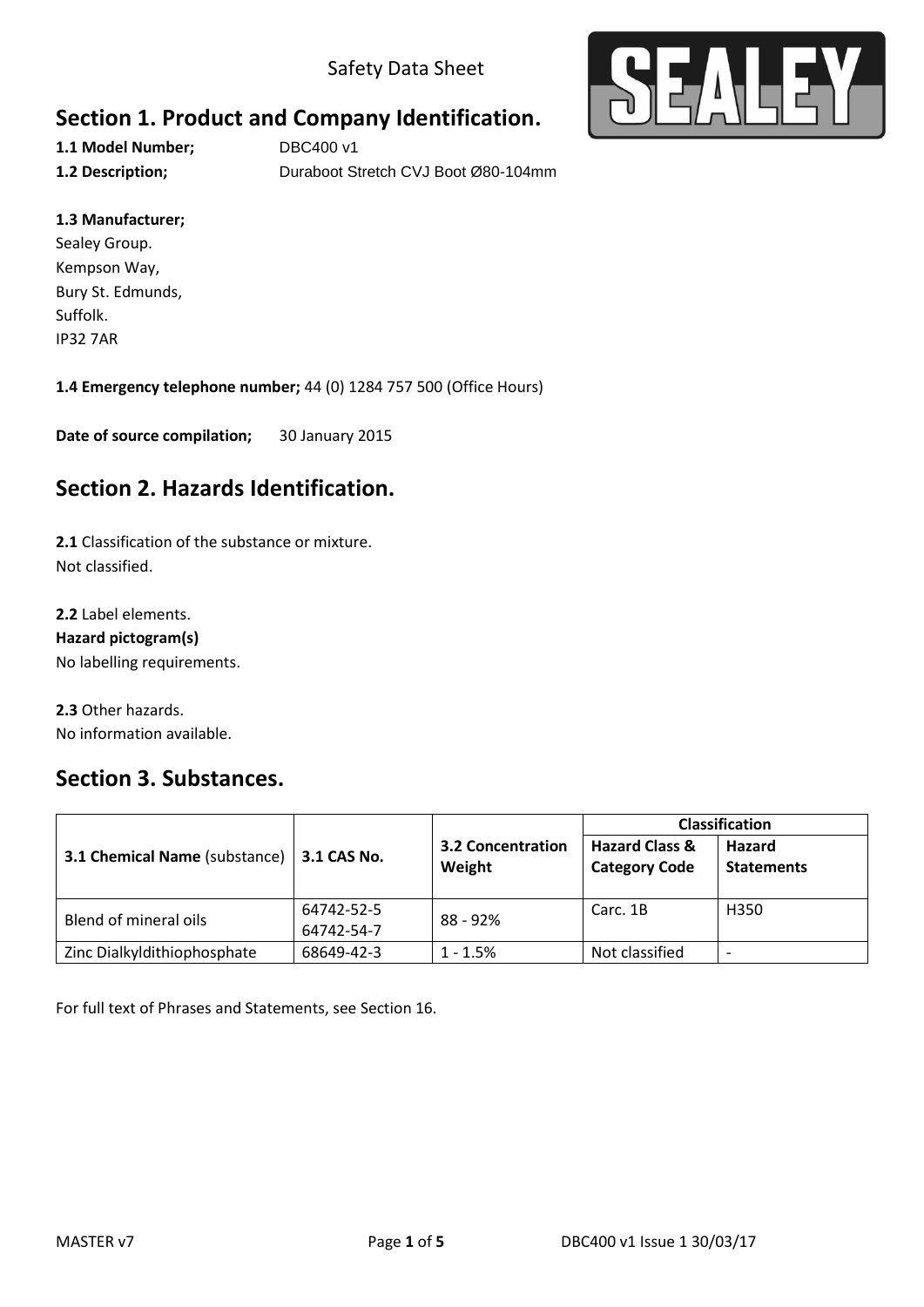Safety Data Sheet

SEALEY

# Section 1. Product and Company Identification.

**1.1 Model Number;** DBC400 v1

**1.2 Description;** Duraboot Stretch CVJ Boot Ø80-104mm

**1.3 Manufacturer;**
Sealey Group.
Kempson Way,
Bury St. Edmunds,
Suffolk.
IP32 7AR

**1.4 Emergency telephone number;** 44 (0) 1284 757 500 (Office Hours)

**Date of source compilation;** 30 January 2015

# Section 2. Hazards Identification.

**2.1** Classification of the substance or mixture.
Not classified.

**2.2** Label elements.
**Hazard pictogram(s)**
No labelling requirements.

**2.3** Other hazards.
No information available.

# Section 3. Substances.

| **3.1 Chemical Name** (substance) | **3.1 CAS No.** | **3.2 Concentration Weight** | **Classification** | |
|---|---|---|---|---|
| | | | **Hazard Class & Category Code** | **Hazard Statements** |
| Blend of mineral oils | 64742-52-5 64742-54-7 | 88 - 92% | Carc. 1B | H350 |
| Zinc Dialkyldithiophosphate | 68649-42-3 | 1 - 1.5% | Not classified | - |

For full text of Phrases and Statements, see Section 16.

MASTER v7 DBC400 v1 Issue 1 30/03/17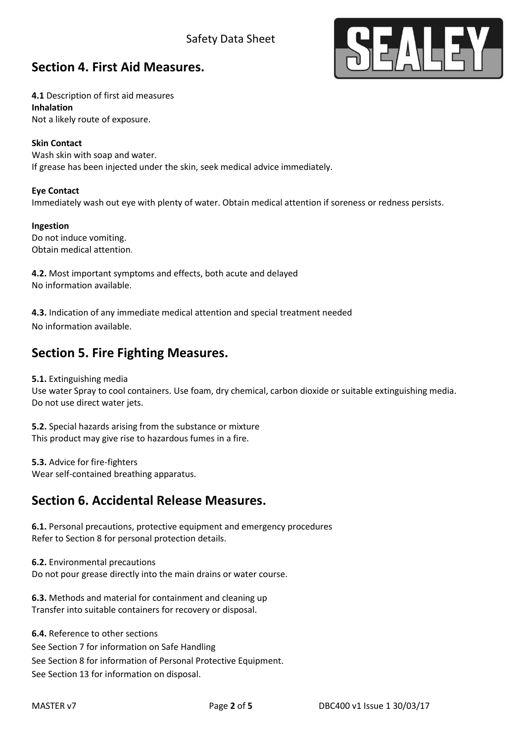## Section 4. First Aid Measures.

**4.1** Description of first aid measures

**Inhalation**

Not a likely route of exposure.

**Skin Contact**

Wash skin with soap and water.
If grease has been injected under the skin, seek medical advice immediately.

**Eye Contact**

Immediately wash out eye with plenty of water. Obtain medical attention if soreness or redness persists.

**Ingestion**

Do not induce vomiting.
Obtain medical attention.

**4.2.** Most important symptoms and effects, both acute and delayed
No information available.

**4.3.** Indication of any immediate medical attention and special treatment needed
No information available.

## Section 5. Fire Fighting Measures.

**5.1.** Extinguishing media
Use water Spray to cool containers. Use foam, dry chemical, carbon dioxide or suitable extinguishing media.
Do not use direct water jets.

**5.2.** Special hazards arising from the substance or mixture
This product may give rise to hazardous fumes in a fire.

**5.3.** Advice for fire-fighters
Wear self-contained breathing apparatus.

## Section 6. Accidental Release Measures.

**6.1.** Personal precautions, protective equipment and emergency procedures
Refer to Section 8 for personal protection details.

**6.2.** Environmental precautions
Do not pour grease directly into the main drains or water course.

**6.3.** Methods and material for containment and cleaning up
Transfer into suitable containers for recovery or disposal.

**6.4.** Reference to other sections
See Section 7 for information on Safe Handling
See Section 8 for information of Personal Protective Equipment.
See Section 13 for information on disposal.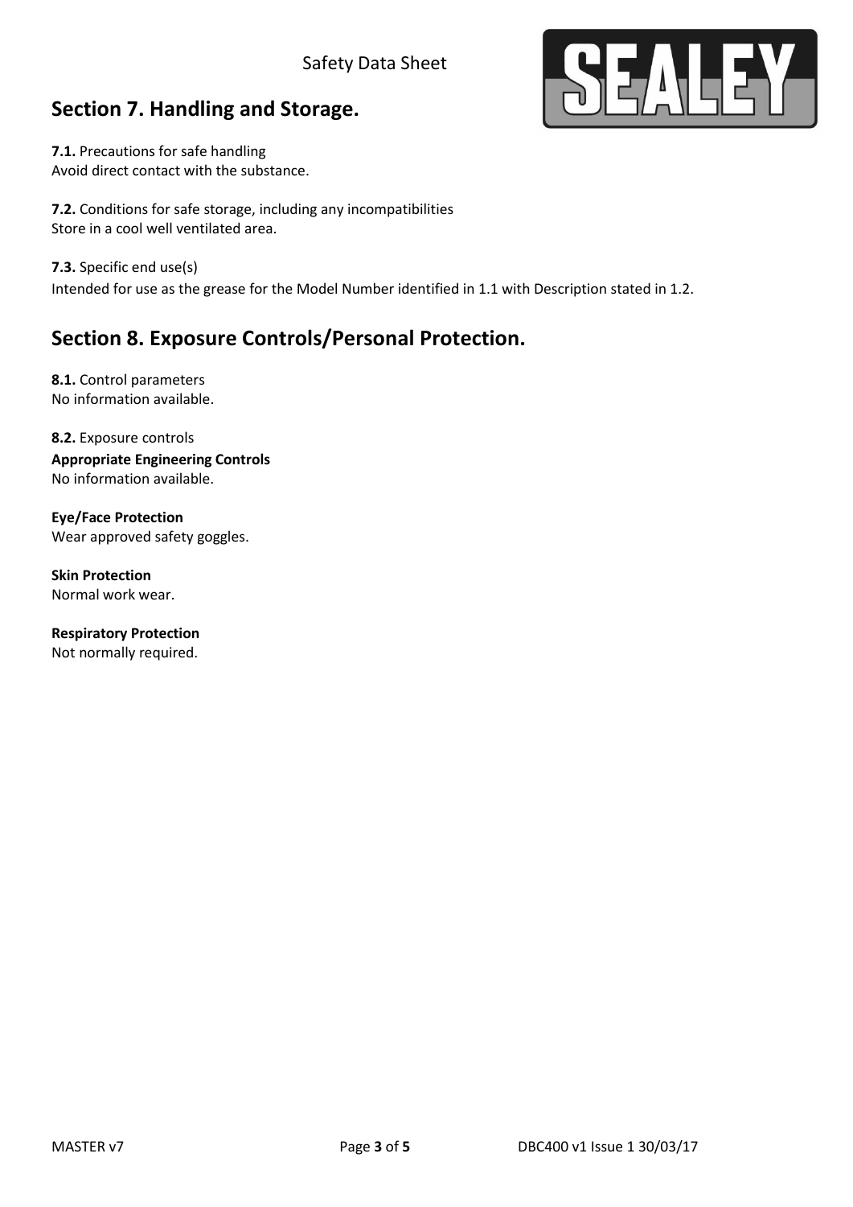## Section 7. Handling and Storage.

**7.1.** Precautions for safe handling
Avoid direct contact with the substance.

**7.2.** Conditions for safe storage, including any incompatibilities
Store in a cool well ventilated area.

**7.3.** Specific end use(s)
Intended for use as the grease for the Model Number identified in 1.1 with Description stated in 1.2.

## Section 8. Exposure Controls/Personal Protection.

**8.1.** Control parameters
No information available.

**8.2.** Exposure controls
**Appropriate Engineering Controls**
No information available.

**Eye/Face Protection**
Wear approved safety goggles.

**Skin Protection**
Normal work wear.

**Respiratory Protection**
Not normally required.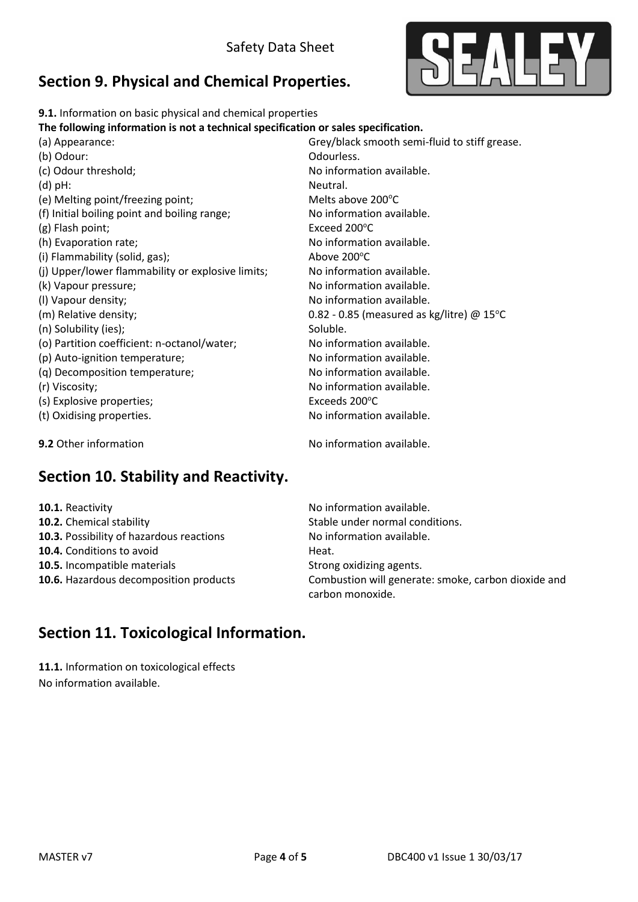## Section 9. Physical and Chemical Properties.

**9.1.** Information on basic physical and chemical properties

**The following information is not a technical specification or sales specification.**

| | |
|---|---|
| (a) Appearance: | Grey/black smooth semi-fluid to stiff grease. |
| (b) Odour: | Odourless. |
| (c) Odour threshold; | No information available. |
| (d) pH: | Neutral. |
| (e) Melting point/freezing point; | Melts above 200°C |
| (f) Initial boiling point and boiling range; | No information available. |
| (g) Flash point; | Exceed 200°C |
| (h) Evaporation rate; | No information available. |
| (i) Flammability (solid, gas); | Above 200°C |
| (j) Upper/lower flammability or explosive limits; | No information available. |
| (k) Vapour pressure; | No information available. |
| (l) Vapour density; | No information available. |
| (m) Relative density; | 0.82 - 0.85 (measured as kg/litre) @ 15°C |
| (n) Solubility (ies); | Soluble. |
| (o) Partition coefficient: n-octanol/water; | No information available. |
| (p) Auto-ignition temperature; | No information available. |
| (q) Decomposition temperature; | No information available. |
| (r) Viscosity; | No information available. |
| (s) Explosive properties; | Exceeds 200°C |
| (t) Oxidising properties. | No information available. |

**9.2** Other information — No information available.

## Section 10. Stability and Reactivity.

| | |
|---|---|
| **10.1.** Reactivity | No information available. |
| **10.2.** Chemical stability | Stable under normal conditions. |
| **10.3.** Possibility of hazardous reactions | No information available. |
| **10.4.** Conditions to avoid | Heat. |
| **10.5.** Incompatible materials | Strong oxidizing agents. |
| **10.6.** Hazardous decomposition products | Combustion will generate: smoke, carbon dioxide and carbon monoxide. |

## Section 11. Toxicological Information.

**11.1.** Information on toxicological effects

No information available.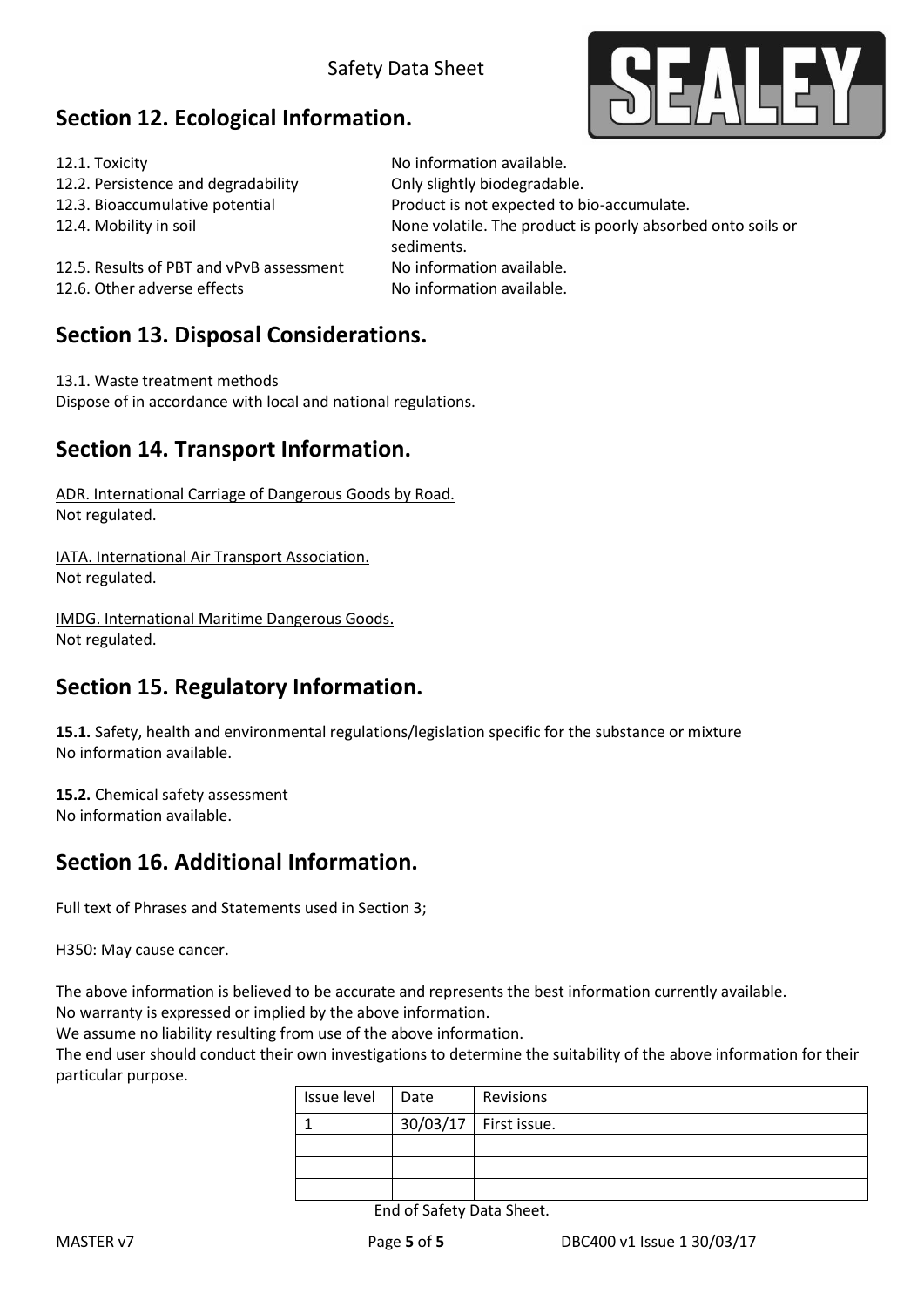## Section 12. Ecological Information.

| | |
|---|---|
| 12.1. Toxicity | No information available. |
| 12.2. Persistence and degradability | Only slightly biodegradable. |
| 12.3. Bioaccumulative potential | Product is not expected to bio-accumulate. |
| 12.4. Mobility in soil | None volatile. The product is poorly absorbed onto soils or sediments. |
| 12.5. Results of PBT and vPvB assessment | No information available. |
| 12.6. Other adverse effects | No information available. |

## Section 13. Disposal Considerations.

13.1. Waste treatment methods
Dispose of in accordance with local and national regulations.

## Section 14. Transport Information.

ADR. International Carriage of Dangerous Goods by Road.
Not regulated.

IATA. International Air Transport Association.
Not regulated.

IMDG. International Maritime Dangerous Goods.
Not regulated.

## Section 15. Regulatory Information.

**15.1.** Safety, health and environmental regulations/legislation specific for the substance or mixture
No information available.

**15.2.** Chemical safety assessment
No information available.

## Section 16. Additional Information.

Full text of Phrases and Statements used in Section 3;

H350: May cause cancer.

The above information is believed to be accurate and represents the best information currently available.
No warranty is expressed or implied by the above information.
We assume no liability resulting from use of the above information.
The end user should conduct their own investigations to determine the suitability of the above information for their particular purpose.

| Issue level | Date | Revisions |
|---|---|---|
| 1 | 30/03/17 | First issue. |
| | | |
| | | |
| | | |

End of Safety Data Sheet.

MASTER v7 DBC400 v1 Issue 1 30/03/17